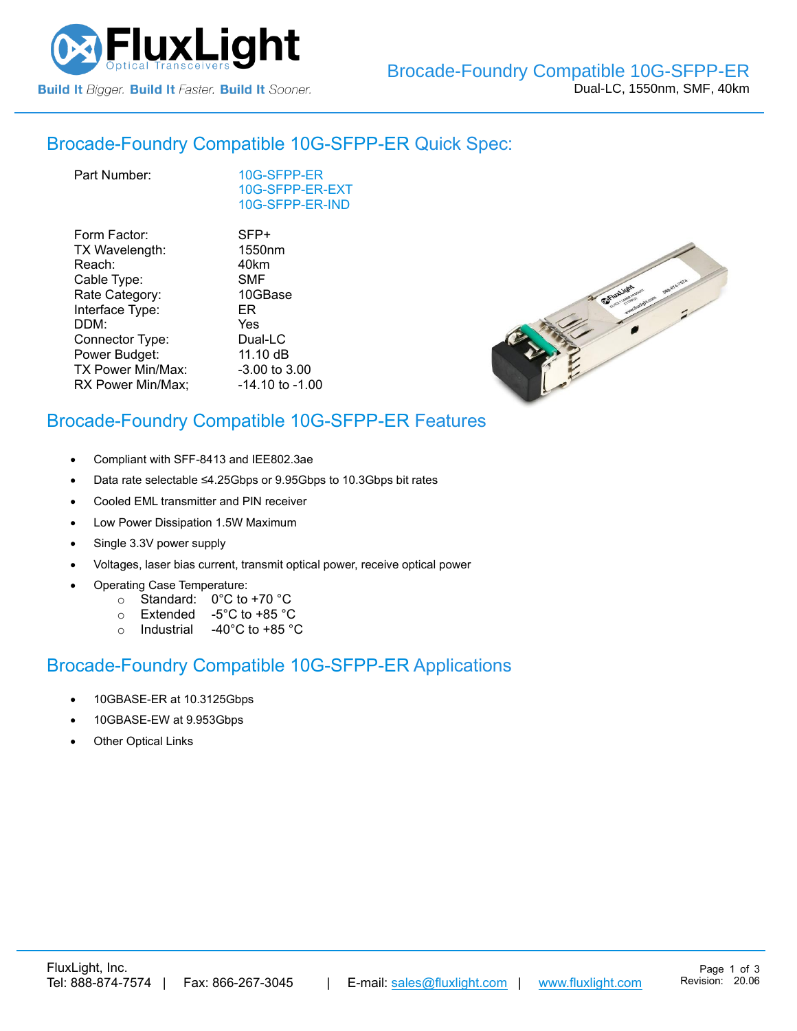# Brocade-Foundry Compatible 10G-SFPP-ER

Dual-LC, 1550nm, SMF, 40km

## Brocade-Foundry Compatible 10G-SFPP-ER Quick Spec:

| | |
|---|---|
| Part Number: | 10G-SFPP-ER<br>10G-SFPP-ER-EXT<br>10G-SFPP-ER-IND |
| Form Factor: | SFP+ |
| TX Wavelength: | 1550nm |
| Reach: | 40km |
| Cable Type: | SMF |
| Rate Category: | 10GBase |
| Interface Type: | ER |
| DDM: | Yes |
| Connector Type: | Dual-LC |
| Power Budget: | 11.10 dB |
| TX Power Min/Max: | -3.00 to 3.00 |
| RX Power Min/Max; | -14.10 to -1.00 |

## Brocade-Foundry Compatible 10G-SFPP-ER Features

- Compliant with SFF-8413 and IEEE802.3ae
- Data rate selectable ≤4.25Gbps or 9.95Gbps to 10.3Gbps bit rates
- Cooled EML transmitter and PIN receiver
- Low Power Dissipation 1.5W Maximum
- Single 3.3V power supply
- Voltages, laser bias current, transmit optical power, receive optical power
- Operating Case Temperature:
  - Standard: 0°C to +70 °C
  - Extended -5°C to +85 °C
  - Industrial -40°C to +85 °C

## Brocade-Foundry Compatible 10G-SFPP-ER Applications

- 10GBASE-ER at 10.3125Gbps
- 10GBASE-EW at 9.953Gbps
- Other Optical Links

FluxLight, Inc.
Tel: 888-874-7574 | Fax: 866-267-3045 | E-mail: sales@fluxlight.com | www.fluxlight.com

Revision: 20.06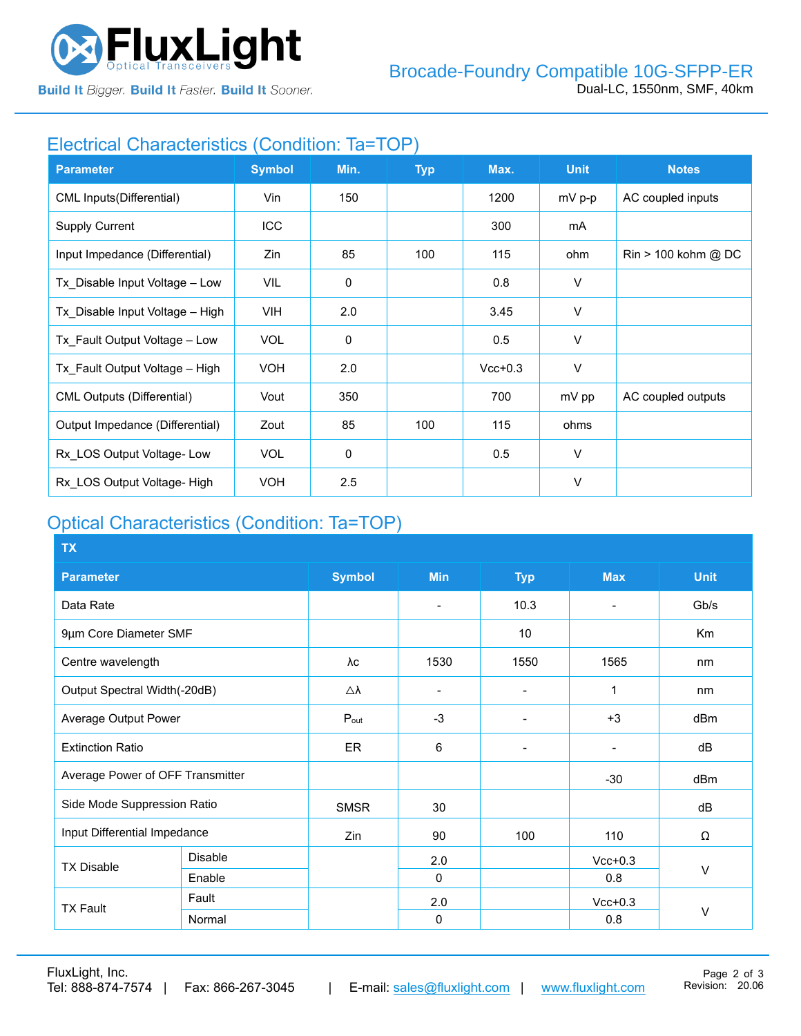## Electrical Characteristics (Condition: Ta=TOP)

| Parameter | Symbol | Min. | Typ | Max. | Unit | Notes |
|---|---|---|---|---|---|---|
| CML Inputs(Differential) | Vin | 150 | | 1200 | mV p-p | AC coupled inputs |
| Supply Current | ICC | | | 300 | mA | |
| Input Impedance (Differential) | Zin | 85 | 100 | 115 | ohm | Rin > 100 kohm @ DC |
| Tx_Disable Input Voltage – Low | VIL | 0 | | 0.8 | V | |
| Tx_Disable Input Voltage – High | VIH | 2.0 | | 3.45 | V | |
| Tx_Fault Output Voltage – Low | VOL | 0 | | 0.5 | V | |
| Tx_Fault Output Voltage – High | VOH | 2.0 | | Vcc+0.3 | V | |
| CML Outputs (Differential) | Vout | 350 | | 700 | mV pp | AC coupled outputs |
| Output Impedance (Differential) | Zout | 85 | 100 | 115 | ohms | |
| Rx_LOS Output Voltage- Low | VOL | 0 | | 0.5 | V | |
| Rx_LOS Output Voltage- High | VOH | 2.5 | | | V | |

## Optical Characteristics (Condition: Ta=TOP)

| TX | | | | | | |
|---|---|---|---|---|---|---|
| **Parameter** | | **Symbol** | **Min** | **Typ** | **Max** | **Unit** |
| Data Rate | | | - | 10.3 | - | Gb/s |
| 9µm Core Diameter SMF | | | | 10 | | Km |
| Centre wavelength | | λc | 1530 | 1550 | 1565 | nm |
| Output Spectral Width(-20dB) | | △λ | - | - | 1 | nm |
| Average Output Power | | $P_{out}$ | -3 | - | +3 | dBm |
| Extinction Ratio | | ER | 6 | - | - | dB |
| Average Power of OFF Transmitter | | | | | -30 | dBm |
| Side Mode Suppression Ratio | | SMSR | 30 | | | dB |
| Input Differential Impedance | | Zin | 90 | 100 | 110 | Ω |
| TX Disable | Disable | | 2.0 | | Vcc+0.3 | V |
| | Enable | | 0 | | 0.8 | |
| TX Fault | Fault | | 2.0 | | Vcc+0.3 | V |
| | Normal | | 0 | | 0.8 | |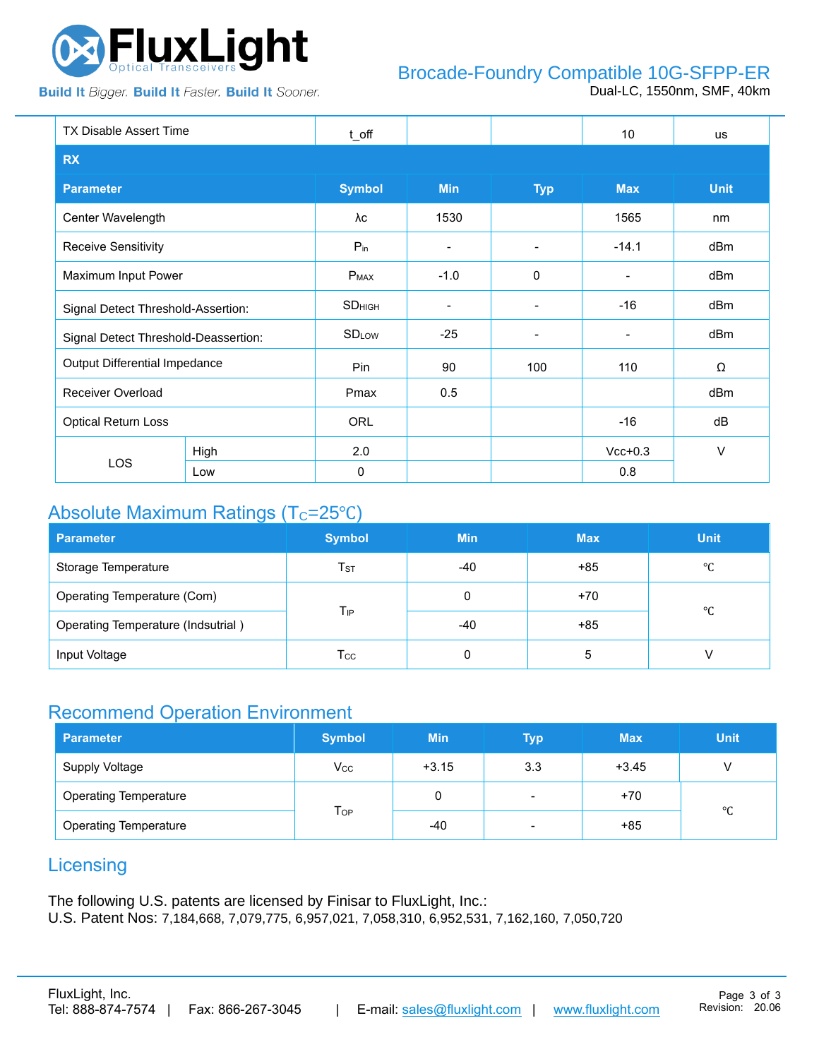| | | | | | |
|---|---|---|---|---|---|
| TX Disable Assert Time | t_off | | | 10 | us |
| **RX** | | | | | |
| **Parameter** | **Symbol** | **Min** | **Typ** | **Max** | **Unit** |
| Center Wavelength | λc | 1530 | | 1565 | nm |
| Receive Sensitivity | $P_{in}$ | - | - | -14.1 | dBm |
| Maximum Input Power | $P_{MAX}$ | -1.0 | 0 | - | dBm |
| Signal Detect Threshold-Assertion: | $SD_{HIGH}$ | - | - | -16 | dBm |
| Signal Detect Threshold-Deassertion: | $SD_{LOW}$ | -25 | - | - | dBm |
| Output Differential Impedance | Pin | 90 | 100 | 110 | Ω |
| Receiver Overload | Pmax | 0.5 | | | dBm |
| Optical Return Loss | ORL | | | -16 | dB |
| LOS High | 2.0 | | | Vcc+0.3 | V |
| LOS Low | 0 | | | 0.8 | V |

## Absolute Maximum Ratings ($T_C$=25℃)

| Parameter | Symbol | Min | Max | Unit |
|---|---|---|---|---|
| Storage Temperature | $T_{ST}$ | -40 | +85 | ℃ |
| Operating Temperature (Com) | $T_{IP}$ | 0 | +70 | ℃ |
| Operating Temperature (Indsutrial ) | $T_{IP}$ | -40 | +85 | ℃ |
| Input Voltage | $T_{CC}$ | 0 | 5 | V |

## Recommend Operation Environment

| Parameter | Symbol | Min | Typ | Max | Unit |
|---|---|---|---|---|---|
| Supply Voltage | $V_{CC}$ | +3.15 | 3.3 | +3.45 | V |
| Operating Temperature | $T_{OP}$ | 0 | - | +70 | ℃ |
| Operating Temperature | $T_{OP}$ | -40 | - | +85 | ℃ |

## Licensing

The following U.S. patents are licensed by Finisar to FluxLight, Inc.:
U.S. Patent Nos: 7,184,668, 7,079,775, 6,957,021, 7,058,310, 6,952,531, 7,162,160, 7,050,720

FluxLight, Inc.
Tel: 888-874-7574 | Fax: 866-267-3045 | E-mail: sales@fluxlight.com | www.fluxlight.com